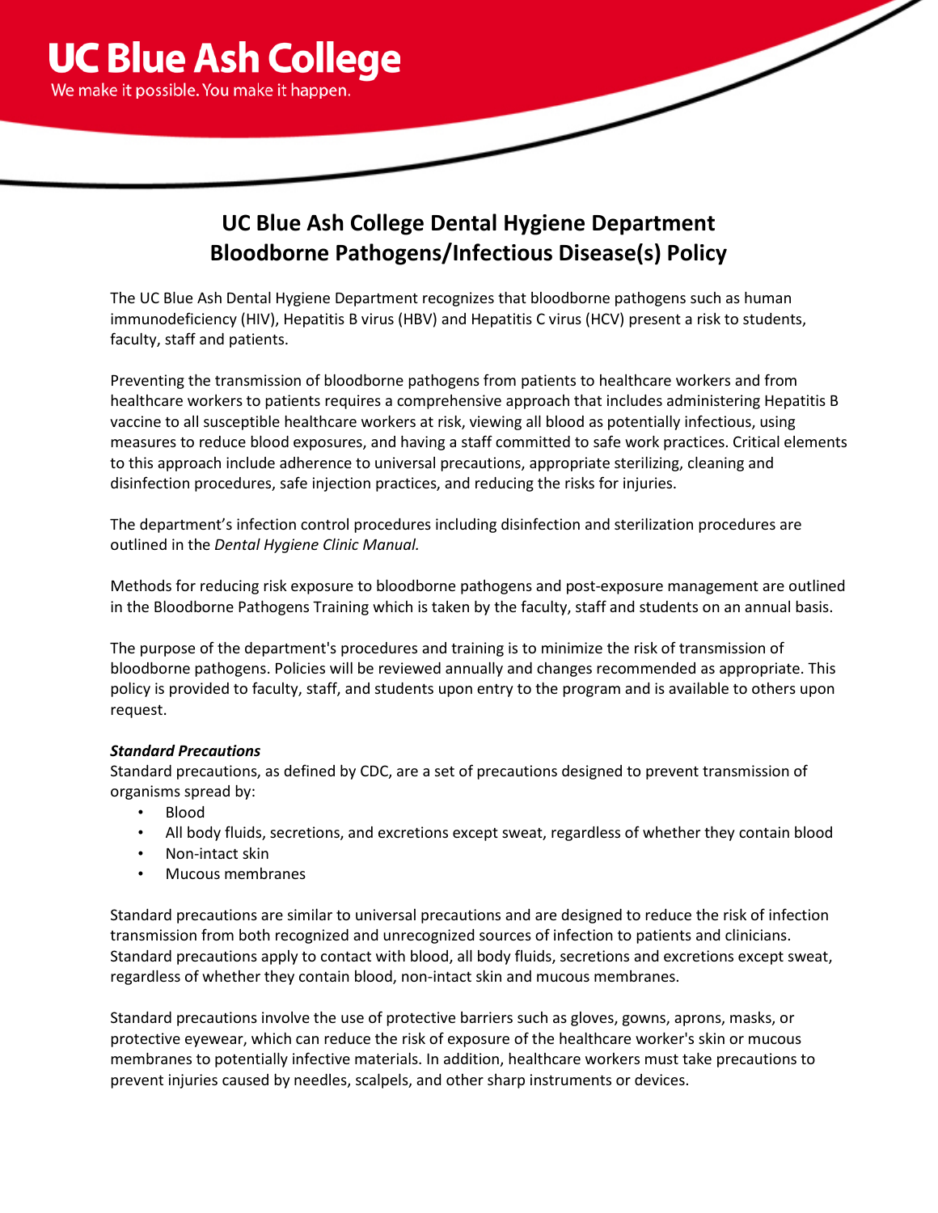# UC Blue Ash College Dental Hygiene Department Bloodborne Pathogens/Infectious Disease(s) Policy

The UC Blue Ash Dental Hygiene Department recognizes that bloodborne pathogens such as human immunodeficiency (HIV), Hepatitis B virus (HBV) and Hepatitis C virus (HCV) present a risk to students, faculty, staff and patients.

Preventing the transmission of bloodborne pathogens from patients to healthcare workers and from healthcare workers to patients requires a comprehensive approach that includes administering Hepatitis B vaccine to all susceptible healthcare workers at risk, viewing all blood as potentially infectious, using measures to reduce blood exposures, and having a staff committed to safe work practices. Critical elements to this approach include adherence to universal precautions, appropriate sterilizing, cleaning and disinfection procedures, safe injection practices, and reducing the risks for injuries.

The department's infection control procedures including disinfection and sterilization procedures are outlined in the *Dental Hygiene Clinic Manual.*

Methods for reducing risk exposure to bloodborne pathogens and post-exposure management are outlined in the Bloodborne Pathogens Training which is taken by the faculty, staff and students on an annual basis.

The purpose of the department's procedures and training is to minimize the risk of transmission of bloodborne pathogens. Policies will be reviewed annually and changes recommended as appropriate. This policy is provided to faculty, staff, and students upon entry to the program and is available to others upon request.

***Standard Precautions***

Standard precautions, as defined by CDC, are a set of precautions designed to prevent transmission of organisms spread by:

- Blood
- All body fluids, secretions, and excretions except sweat, regardless of whether they contain blood
- Non-intact skin
- Mucous membranes

Standard precautions are similar to universal precautions and are designed to reduce the risk of infection transmission from both recognized and unrecognized sources of infection to patients and clinicians. Standard precautions apply to contact with blood, all body fluids, secretions and excretions except sweat, regardless of whether they contain blood, non-intact skin and mucous membranes.

Standard precautions involve the use of protective barriers such as gloves, gowns, aprons, masks, or protective eyewear, which can reduce the risk of exposure of the healthcare worker's skin or mucous membranes to potentially infective materials. In addition, healthcare workers must take precautions to prevent injuries caused by needles, scalpels, and other sharp instruments or devices.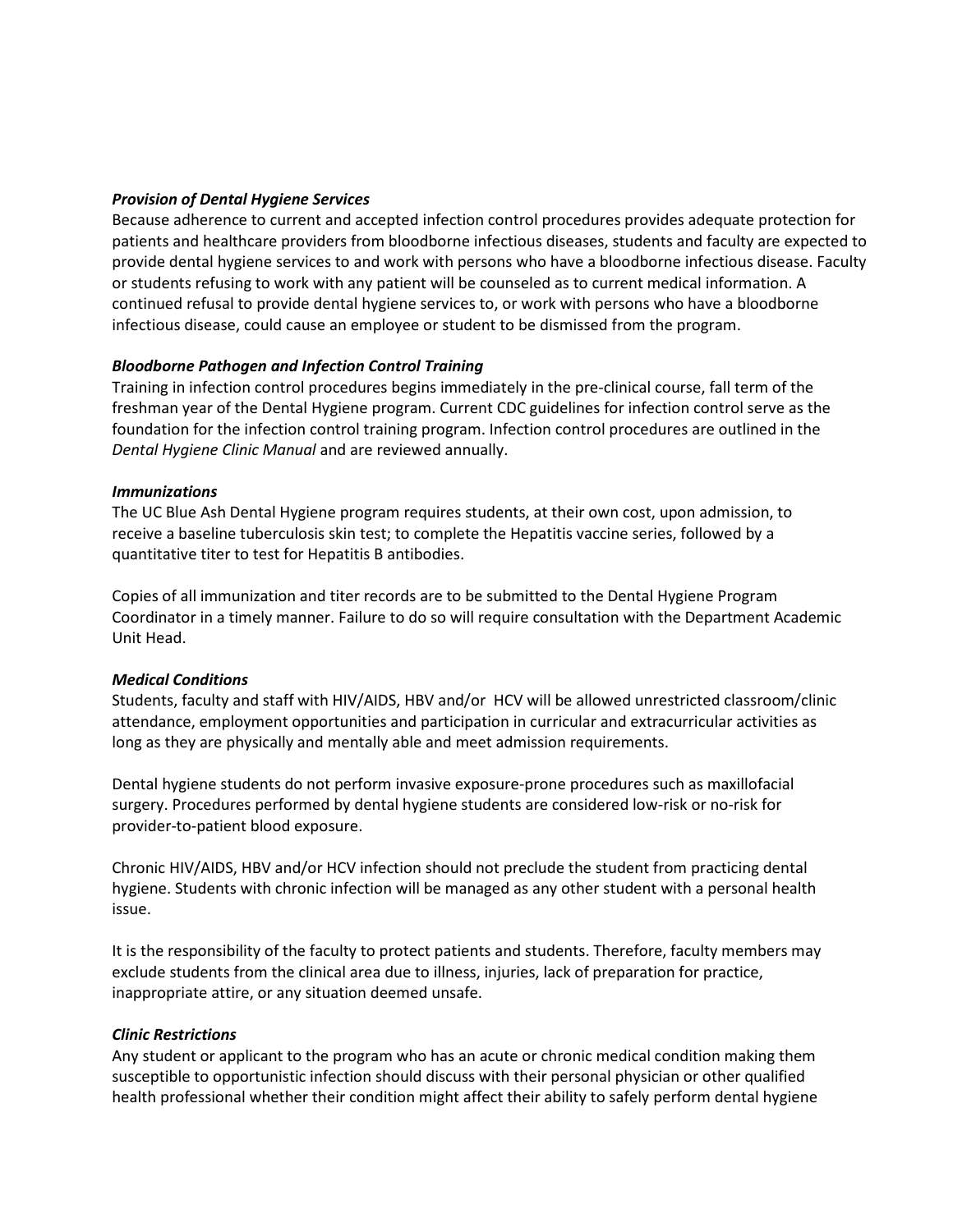***Provision of Dental Hygiene Services***
Because adherence to current and accepted infection control procedures provides adequate protection for patients and healthcare providers from bloodborne infectious diseases, students and faculty are expected to provide dental hygiene services to and work with persons who have a bloodborne infectious disease. Faculty or students refusing to work with any patient will be counseled as to current medical information. A continued refusal to provide dental hygiene services to, or work with persons who have a bloodborne infectious disease, could cause an employee or student to be dismissed from the program.

***Bloodborne Pathogen and Infection Control Training***
Training in infection control procedures begins immediately in the pre-clinical course, fall term of the freshman year of the Dental Hygiene program. Current CDC guidelines for infection control serve as the foundation for the infection control training program. Infection control procedures are outlined in the *Dental Hygiene Clinic Manual* and are reviewed annually.

***Immunizations***
The UC Blue Ash Dental Hygiene program requires students, at their own cost, upon admission, to receive a baseline tuberculosis skin test; to complete the Hepatitis vaccine series, followed by a quantitative titer to test for Hepatitis B antibodies.

Copies of all immunization and titer records are to be submitted to the Dental Hygiene Program Coordinator in a timely manner. Failure to do so will require consultation with the Department Academic Unit Head.

***Medical Conditions***
Students, faculty and staff with HIV/AIDS, HBV and/or HCV will be allowed unrestricted classroom/clinic attendance, employment opportunities and participation in curricular and extracurricular activities as long as they are physically and mentally able and meet admission requirements.

Dental hygiene students do not perform invasive exposure-prone procedures such as maxillofacial surgery. Procedures performed by dental hygiene students are considered low-risk or no-risk for provider-to-patient blood exposure.

Chronic HIV/AIDS, HBV and/or HCV infection should not preclude the student from practicing dental hygiene. Students with chronic infection will be managed as any other student with a personal health issue.

It is the responsibility of the faculty to protect patients and students. Therefore, faculty members may exclude students from the clinical area due to illness, injuries, lack of preparation for practice, inappropriate attire, or any situation deemed unsafe.

***Clinic Restrictions***
Any student or applicant to the program who has an acute or chronic medical condition making them susceptible to opportunistic infection should discuss with their personal physician or other qualified health professional whether their condition might affect their ability to safely perform dental hygiene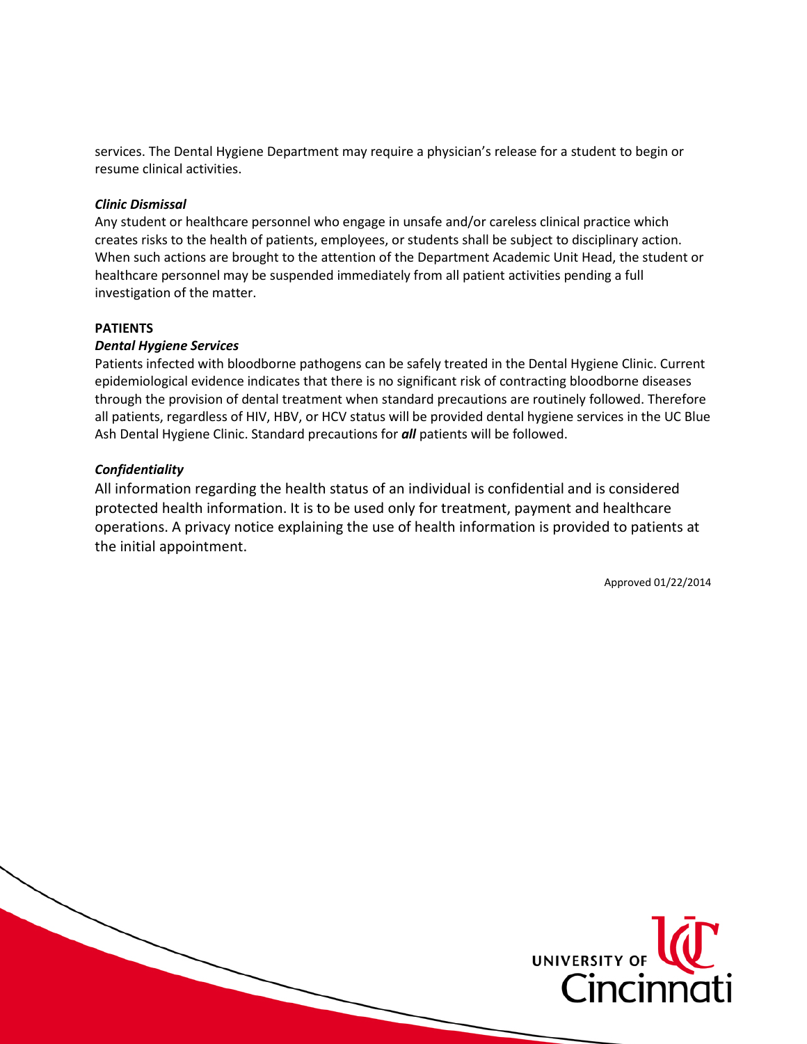services. The Dental Hygiene Department may require a physician's release for a student to begin or resume clinical activities.

***Clinic Dismissal***

Any student or healthcare personnel who engage in unsafe and/or careless clinical practice which creates risks to the health of patients, employees, or students shall be subject to disciplinary action. When such actions are brought to the attention of the Department Academic Unit Head, the student or healthcare personnel may be suspended immediately from all patient activities pending a full investigation of the matter.

**PATIENTS**

***Dental Hygiene Services***

Patients infected with bloodborne pathogens can be safely treated in the Dental Hygiene Clinic. Current epidemiological evidence indicates that there is no significant risk of contracting bloodborne diseases through the provision of dental treatment when standard precautions are routinely followed. Therefore all patients, regardless of HIV, HBV, or HCV status will be provided dental hygiene services in the UC Blue Ash Dental Hygiene Clinic. Standard precautions for ***all*** patients will be followed.

***Confidentiality***

All information regarding the health status of an individual is confidential and is considered protected health information. It is to be used only for treatment, payment and healthcare operations. A privacy notice explaining the use of health information is provided to patients at the initial appointment.

Approved 01/22/2014